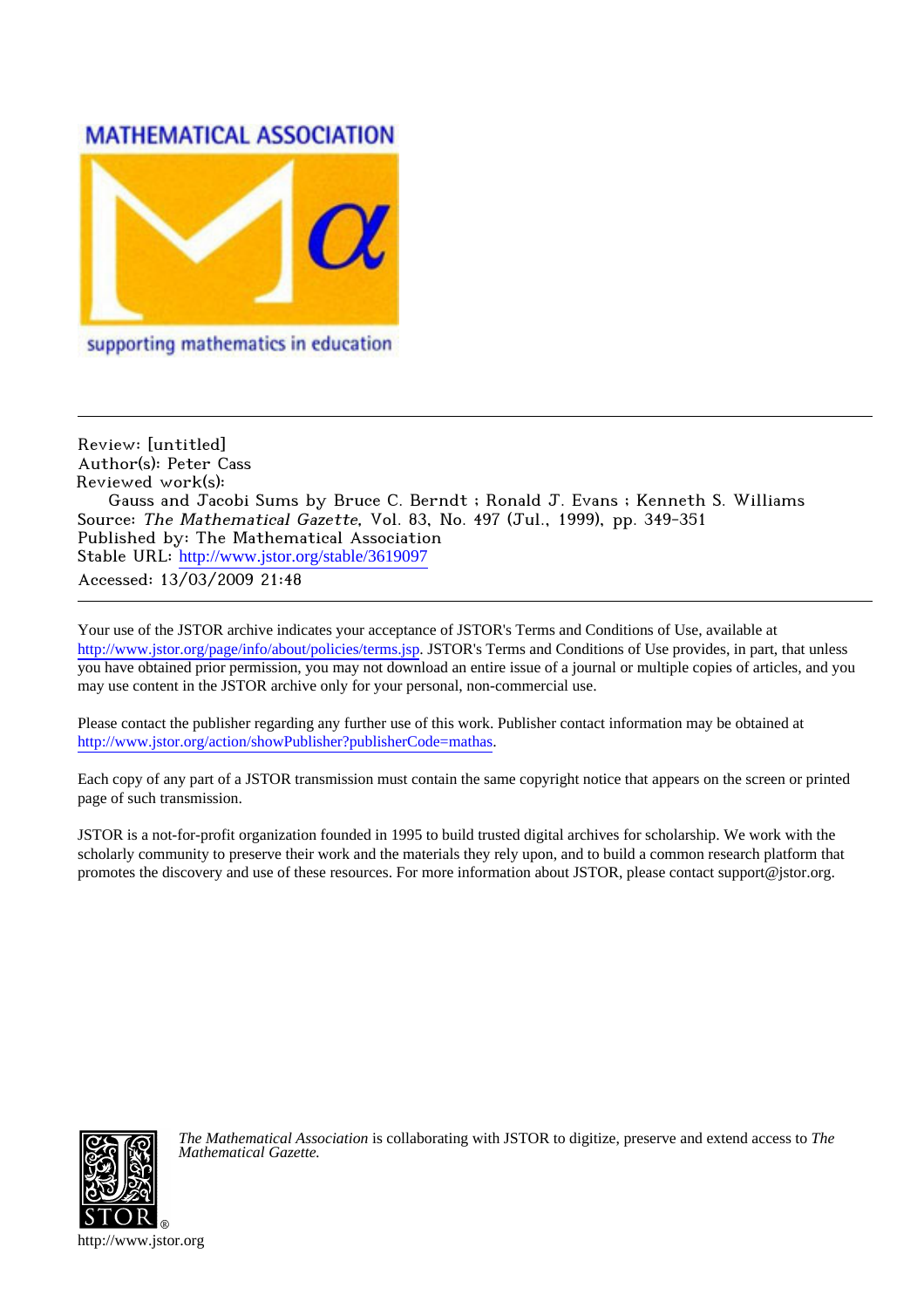MATHEMATICAL ASSOCIATION

supporting mathematics in education

Review: [untitled]
Author(s): Peter Cass
Reviewed work(s):
Gauss and Jacobi Sums by Bruce C. Berndt ; Ronald J. Evans ; Kenneth S. Williams
Source: *The Mathematical Gazette*, Vol. 83, No. 497 (Jul., 1999), pp. 349-351
Published by: The Mathematical Association
Stable URL: http://www.jstor.org/stable/3619097
Accessed: 13/03/2009 21:48

Your use of the JSTOR archive indicates your acceptance of JSTOR's Terms and Conditions of Use, available at http://www.jstor.org/page/info/about/policies/terms.jsp. JSTOR's Terms and Conditions of Use provides, in part, that unless you have obtained prior permission, you may not download an entire issue of a journal or multiple copies of articles, and you may use content in the JSTOR archive only for your personal, non-commercial use.

Please contact the publisher regarding any further use of this work. Publisher contact information may be obtained at http://www.jstor.org/action/showPublisher?publisherCode=mathas.

Each copy of any part of a JSTOR transmission must contain the same copyright notice that appears on the screen or printed page of such transmission.

JSTOR is a not-for-profit organization founded in 1995 to build trusted digital archives for scholarship. We work with the scholarly community to preserve their work and the materials they rely upon, and to build a common research platform that promotes the discovery and use of these resources. For more information about JSTOR, please contact support@jstor.org.

*The Mathematical Association* is collaborating with JSTOR to digitize, preserve and extend access to *The Mathematical Gazette.*

http://www.jstor.org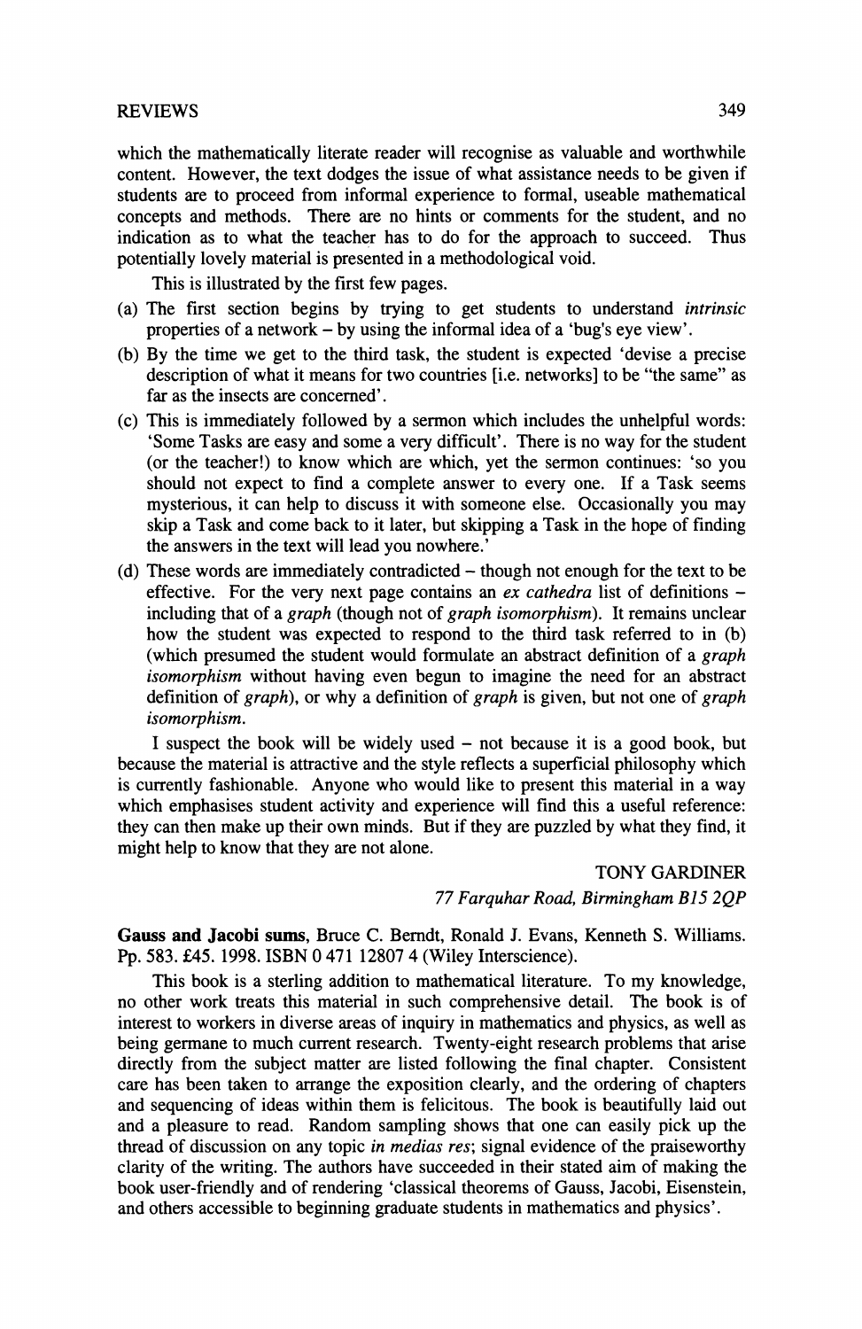which the mathematically literate reader will recognise as valuable and worthwhile content. However, the text dodges the issue of what assistance needs to be given if students are to proceed from informal experience to formal, useable mathematical concepts and methods. There are no hints or comments for the student, and no indication as to what the teacher has to do for the approach to succeed. Thus potentially lovely material is presented in a methodological void.

This is illustrated by the first few pages.

(a) The first section begins by trying to get students to understand *intrinsic* properties of a network – by using the informal idea of a 'bug's eye view'.

(b) By the time we get to the third task, the student is expected 'devise a precise description of what it means for two countries [i.e. networks] to be "the same" as far as the insects are concerned'.

(c) This is immediately followed by a sermon which includes the unhelpful words: 'Some Tasks are easy and some a very difficult'. There is no way for the student (or the teacher!) to know which are which, yet the sermon continues: 'so you should not expect to find a complete answer to every one. If a Task seems mysterious, it can help to discuss it with someone else. Occasionally you may skip a Task and come back to it later, but skipping a Task in the hope of finding the answers in the text will lead you nowhere.'

(d) These words are immediately contradicted – though not enough for the text to be effective. For the very next page contains an *ex cathedra* list of definitions – including that of a *graph* (though not of *graph isomorphism*). It remains unclear how the student was expected to respond to the third task referred to in (b) (which presumed the student would formulate an abstract definition of a *graph isomorphism* without having even begun to imagine the need for an abstract definition of *graph*), or why a definition of *graph* is given, but not one of *graph isomorphism*.

I suspect the book will be widely used – not because it is a good book, but because the material is attractive and the style reflects a superficial philosophy which is currently fashionable. Anyone who would like to present this material in a way which emphasises student activity and experience will find this a useful reference: they can then make up their own minds. But if they are puzzled by what they find, it might help to know that they are not alone.

TONY GARDINER

*77 Farquhar Road, Birmingham B15 2QP*

**Gauss and Jacobi sums**, Bruce C. Berndt, Ronald J. Evans, Kenneth S. Williams. Pp. 583. £45. 1998. ISBN 0 471 12807 4 (Wiley Interscience).

This book is a sterling addition to mathematical literature. To my knowledge, no other work treats this material in such comprehensive detail. The book is of interest to workers in diverse areas of inquiry in mathematics and physics, as well as being germane to much current research. Twenty-eight research problems that arise directly from the subject matter are listed following the final chapter. Consistent care has been taken to arrange the exposition clearly, and the ordering of chapters and sequencing of ideas within them is felicitous. The book is beautifully laid out and a pleasure to read. Random sampling shows that one can easily pick up the thread of discussion on any topic *in medias res*; signal evidence of the praiseworthy clarity of the writing. The authors have succeeded in their stated aim of making the book user-friendly and of rendering 'classical theorems of Gauss, Jacobi, Eisenstein, and others accessible to beginning graduate students in mathematics and physics'.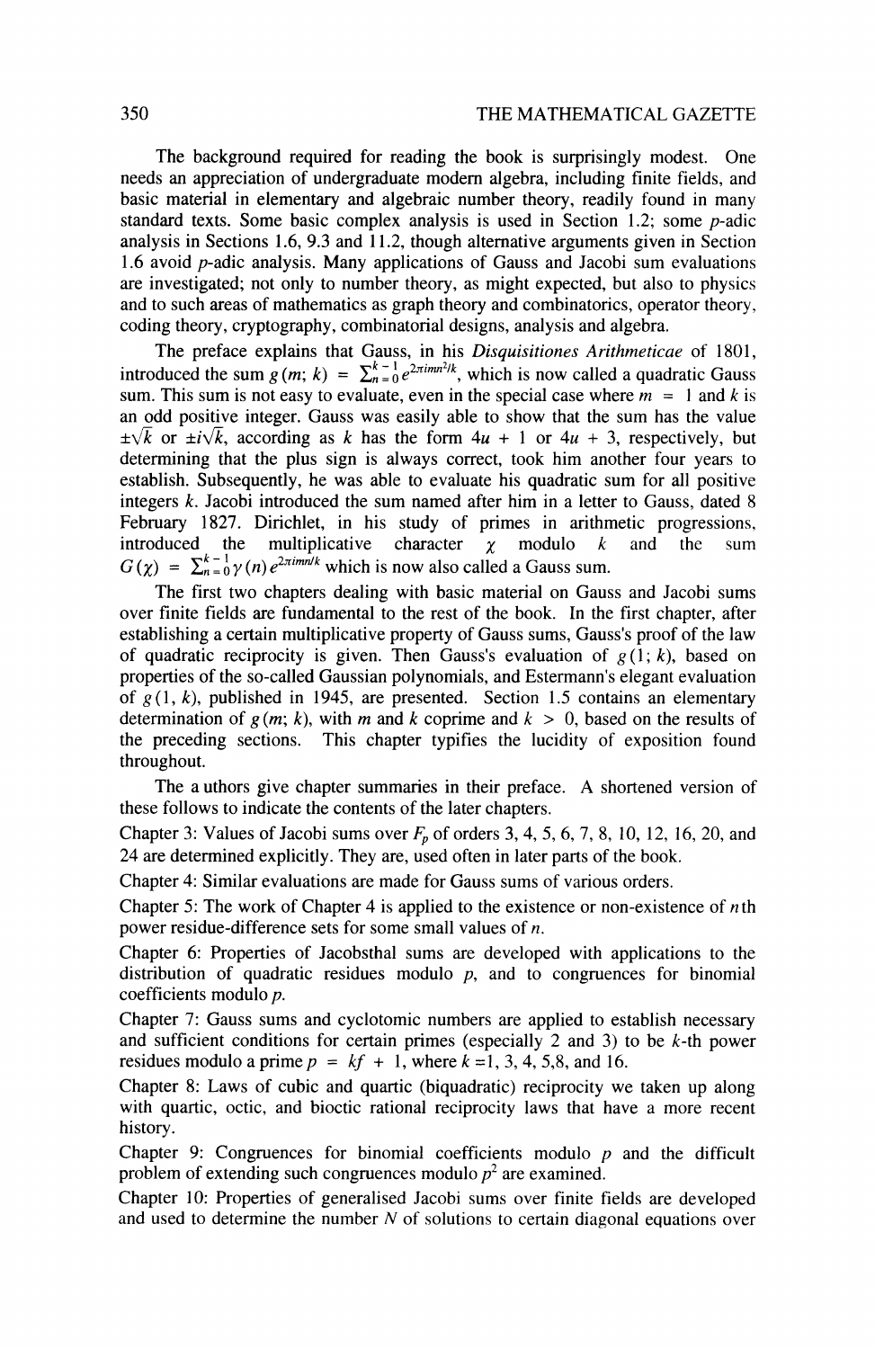The background required for reading the book is surprisingly modest. One needs an appreciation of undergraduate modern algebra, including finite fields, and basic material in elementary and algebraic number theory, readily found in many standard texts. Some basic complex analysis is used in Section 1.2; some $p$-adic analysis in Sections 1.6, 9.3 and 11.2, though alternative arguments given in Section 1.6 avoid $p$-adic analysis. Many applications of Gauss and Jacobi sum evaluations are investigated; not only to number theory, as might expected, but also to physics and to such areas of mathematics as graph theory and combinatorics, operator theory, coding theory, cryptography, combinatorial designs, analysis and algebra.

The preface explains that Gauss, in his *Disquisitiones Arithmeticae* of 1801, introduced the sum $g(m; k) = \sum_{n=0}^{k-1} e^{2\pi imn^2/k}$, which is now called a quadratic Gauss sum. This sum is not easy to evaluate, even in the special case where $m = 1$ and $k$ is an odd positive integer. Gauss was easily able to show that the sum has the value $\pm\sqrt{k}$ or $\pm i\sqrt{k}$, according as $k$ has the form $4u + 1$ or $4u + 3$, respectively, but determining that the plus sign is always correct, took him another four years to establish. Subsequently, he was able to evaluate his quadratic sum for all positive integers $k$. Jacobi introduced the sum named after him in a letter to Gauss, dated 8 February 1827. Dirichlet, in his study of primes in arithmetic progressions, introduced the multiplicative character $\chi$ modulo $k$ and the sum $G(\chi) = \sum_{n=0}^{k-1} \gamma(n) e^{2\pi imn/k}$ which is now also called a Gauss sum.

The first two chapters dealing with basic material on Gauss and Jacobi sums over finite fields are fundamental to the rest of the book. In the first chapter, after establishing a certain multiplicative property of Gauss sums, Gauss's proof of the law of quadratic reciprocity is given. Then Gauss's evaluation of $g(1; k)$, based on properties of the so-called Gaussian polynomials, and Estermann's elegant evaluation of $g(1, k)$, published in 1945, are presented. Section 1.5 contains an elementary determination of $g(m; k)$, with $m$ and $k$ coprime and $k > 0$, based on the results of the preceding sections. This chapter typifies the lucidity of exposition found throughout.

The a uthors give chapter summaries in their preface. A shortened version of these follows to indicate the contents of the later chapters.

Chapter 3: Values of Jacobi sums over $F_p$ of orders 3, 4, 5, 6, 7, 8, 10, 12, 16, 20, and 24 are determined explicitly. They are, used often in later parts of the book.

Chapter 4: Similar evaluations are made for Gauss sums of various orders.

Chapter 5: The work of Chapter 4 is applied to the existence or non-existence of $n$th power residue-difference sets for some small values of $n$.

Chapter 6: Properties of Jacobsthal sums are developed with applications to the distribution of quadratic residues modulo $p$, and to congruences for binomial coefficients modulo $p$.

Chapter 7: Gauss sums and cyclotomic numbers are applied to establish necessary and sufficient conditions for certain primes (especially 2 and 3) to be $k$-th power residues modulo a prime $p = kf + 1$, where $k$ =1, 3, 4, 5,8, and 16.

Chapter 8: Laws of cubic and quartic (biquadratic) reciprocity we taken up along with quartic, octic, and bioctic rational reciprocity laws that have a more recent history.

Chapter 9: Congruences for binomial coefficients modulo $p$ and the difficult problem of extending such congruences modulo $p^2$ are examined.

Chapter 10: Properties of generalised Jacobi sums over finite fields are developed and used to determine the number $N$ of solutions to certain diagonal equations over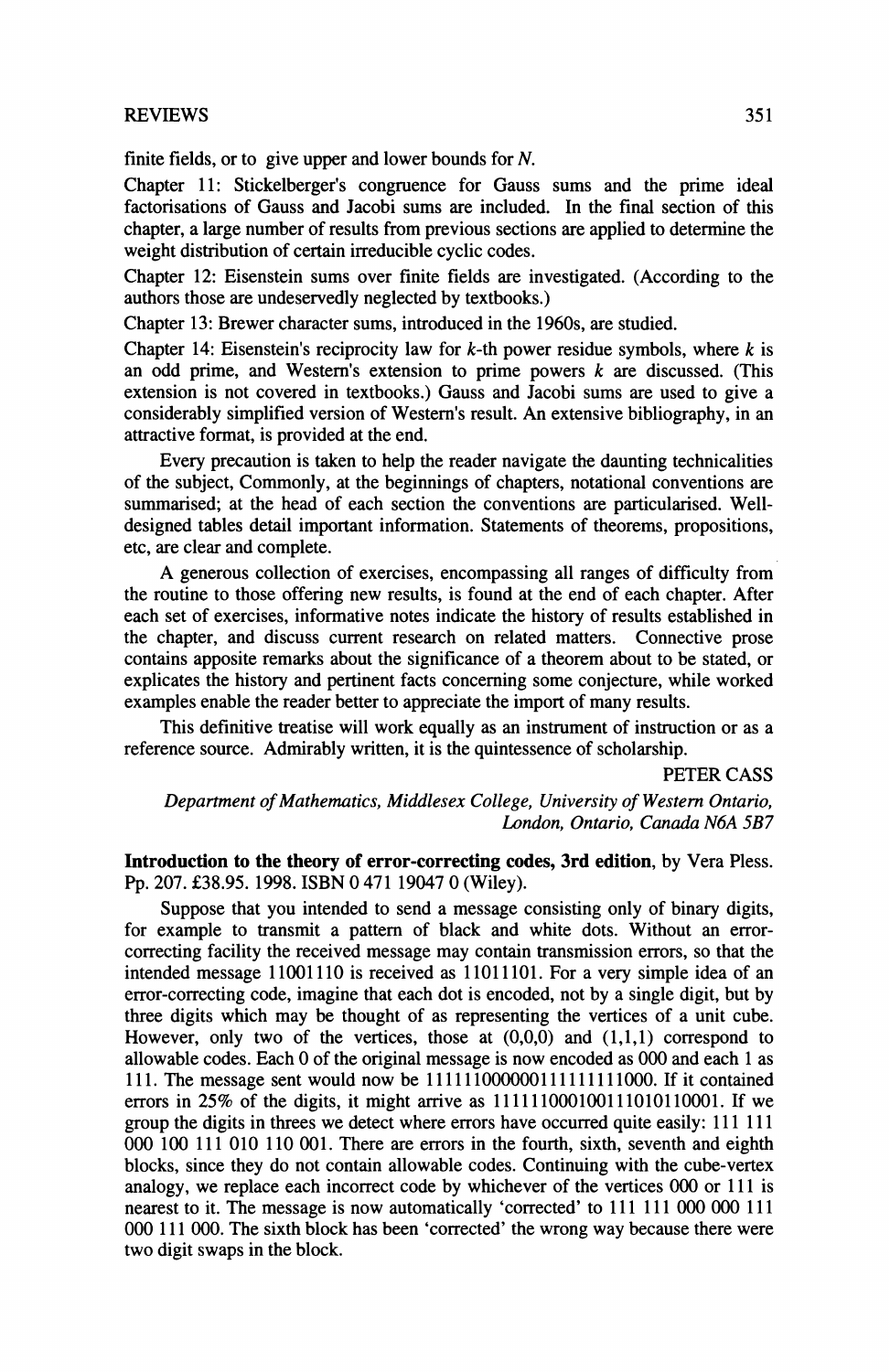finite fields, or to give upper and lower bounds for $N$.

Chapter 11: Stickelberger's congruence for Gauss sums and the prime ideal factorisations of Gauss and Jacobi sums are included. In the final section of this chapter, a large number of results from previous sections are applied to determine the weight distribution of certain irreducible cyclic codes.

Chapter 12: Eisenstein sums over finite fields are investigated. (According to the authors those are undeservedly neglected by textbooks.)

Chapter 13: Brewer character sums, introduced in the 1960s, are studied.

Chapter 14: Eisenstein's reciprocity law for $k$-th power residue symbols, where $k$ is an odd prime, and Western's extension to prime powers $k$ are discussed. (This extension is not covered in textbooks.) Gauss and Jacobi sums are used to give a considerably simplified version of Western's result. An extensive bibliography, in an attractive format, is provided at the end.

Every precaution is taken to help the reader navigate the daunting technicalities of the subject, Commonly, at the beginnings of chapters, notational conventions are summarised; at the head of each section the conventions are particularised. Well-designed tables detail important information. Statements of theorems, propositions, etc, are clear and complete.

A generous collection of exercises, encompassing all ranges of difficulty from the routine to those offering new results, is found at the end of each chapter. After each set of exercises, informative notes indicate the history of results established in the chapter, and discuss current research on related matters. Connective prose contains apposite remarks about the significance of a theorem about to be stated, or explicates the history and pertinent facts concerning some conjecture, while worked examples enable the reader better to appreciate the import of many results.

This definitive treatise will work equally as an instrument of instruction or as a reference source. Admirably written, it is the quintessence of scholarship.

PETER CASS

*Department of Mathematics, Middlesex College, University of Western Ontario, London, Ontario, Canada N6A 5B7*

**Introduction to the theory of error-correcting codes, 3rd edition**, by Vera Pless. Pp. 207. £38.95. 1998. ISBN 0 471 19047 0 (Wiley).

Suppose that you intended to send a message consisting only of binary digits, for example to transmit a pattern of black and white dots. Without an error-correcting facility the received message may contain transmission errors, so that the intended message 11001110 is received as 11011101. For a very simple idea of an error-correcting code, imagine that each dot is encoded, not by a single digit, but by three digits which may be thought of as representing the vertices of a unit cube. However, only two of the vertices, those at (0,0,0) and (1,1,1) correspond to allowable codes. Each 0 of the original message is now encoded as 000 and each 1 as 111. The message sent would now be 111111000000111111111000. If it contained errors in 25% of the digits, it might arrive as 111111000100111010110001. If we group the digits in threes we detect where errors have occurred quite easily: 111 111 000 100 111 010 110 001. There are errors in the fourth, sixth, seventh and eighth blocks, since they do not contain allowable codes. Continuing with the cube-vertex analogy, we replace each incorrect code by whichever of the vertices 000 or 111 is nearest to it. The message is now automatically 'corrected' to 111 111 000 000 111 000 111 000. The sixth block has been 'corrected' the wrong way because there were two digit swaps in the block.